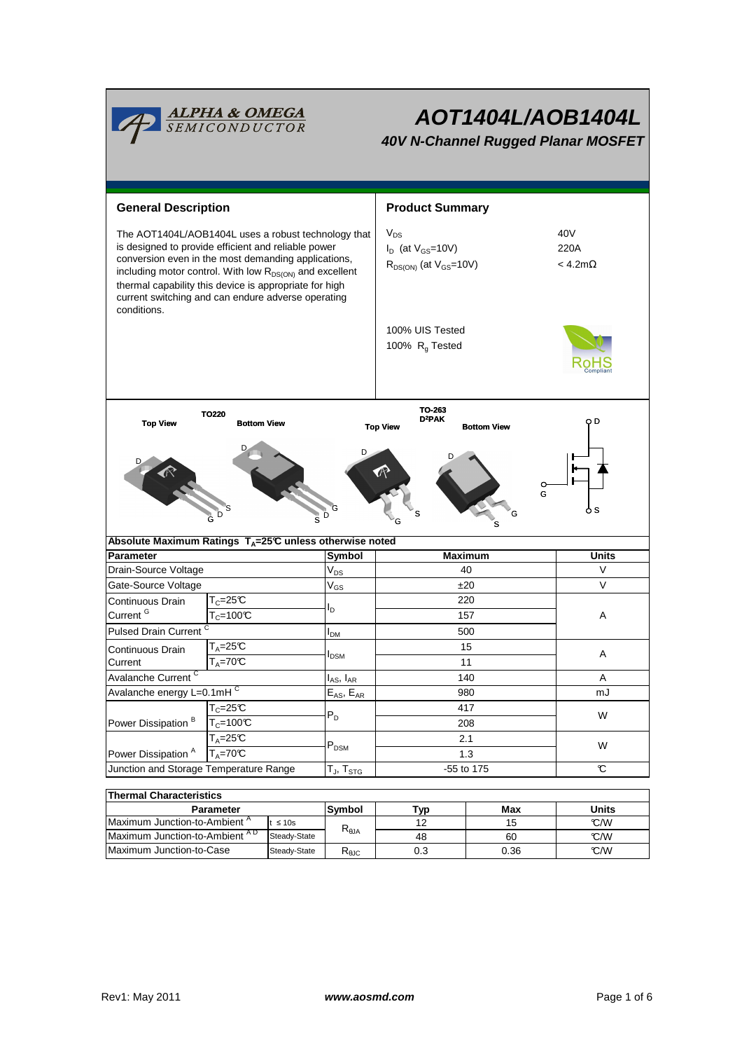# AOT1404L/AOB1404L

*40V N-Channel Rugged Planar MOSFET*

## General Description

The AOT1404L/AOB1404L uses a robust technology that is designed to provide efficient and reliable power conversion even in the most demanding applications, including motor control. With low $R_{DS(ON)}$ and excellent thermal capability this device is appropriate for high current switching and can endure adverse operating conditions.

## Product Summary

| | |
|---|---|
| $V_{DS}$ | 40V |
| $I_D$ (at $V_{GS}$=10V) | 220A |
| $R_{DS(ON)}$ (at $V_{GS}$=10V) | < 4.2mΩ |

100% UIS Tested
100% $R_g$ Tested

TO220 — Top View, Bottom View
TO-263 D²PAK — Top View, Bottom View

## Absolute Maximum Ratings $T_A$=25℃ unless otherwise noted

| Parameter | | Symbol | Maximum | Units |
|---|---|---|---|---|
| Drain-Source Voltage | | $V_{DS}$ | 40 | V |
| Gate-Source Voltage | | $V_{GS}$ | ±20 | V |
| Continuous Drain Current [G] | $T_C$=25℃ | $I_D$ | 220 | A |
| | $T_C$=100℃ | | 157 | |
| Pulsed Drain Current [C] | | $I_{DM}$ | 500 | |
| Continuous Drain Current | $T_A$=25℃ | $I_{DSM}$ | 15 | A |
| | $T_A$=70℃ | | 11 | |
| Avalanche Current [C] | | $I_{AS}$, $I_{AR}$ | 140 | A |
| Avalanche energy L=0.1mH [C] | | $E_{AS}$, $E_{AR}$ | 980 | mJ |
| Power Dissipation [B] | $T_C$=25℃ | $P_D$ | 417 | W |
| | $T_C$=100℃ | | 208 | |
| Power Dissipation [A] | $T_A$=25℃ | $P_{DSM}$ | 2.1 | W |
| | $T_A$=70℃ | | 1.3 | |
| Junction and Storage Temperature Range | | $T_J$, $T_{STG}$ | -55 to 175 | ℃ |

## Thermal Characteristics

| Parameter | | Symbol | Typ | Max | Units |
|---|---|---|---|---|---|
| Maximum Junction-to-Ambient [A] | t ≤ 10s | $R_{\theta JA}$ | 12 | 15 | ℃/W |
| Maximum Junction-to-Ambient [A D] | Steady-State | | 48 | 60 | ℃/W |
| Maximum Junction-to-Case | Steady-State | $R_{\theta JC}$ | 0.3 | 0.36 | ℃/W |

Rev1: May 2011 www.aosmd.com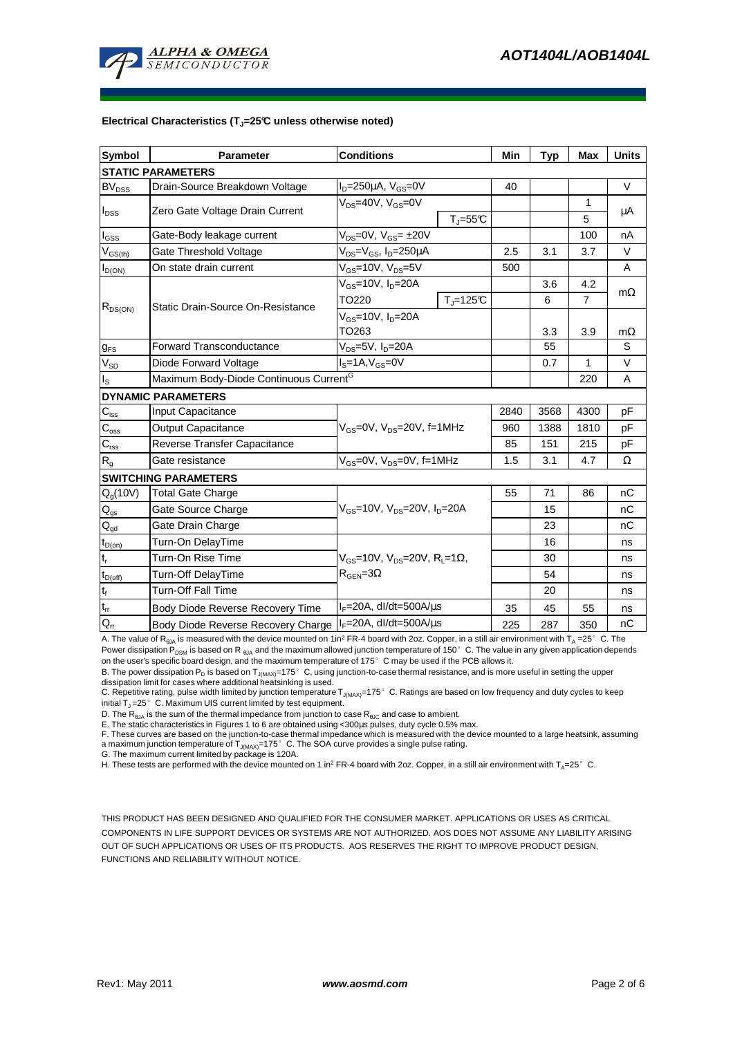**Electrical Characteristics ($T_J$=25°C unless otherwise noted)**

| Symbol | Parameter | Conditions | | Min | Typ | Max | Units |
|---|---|---|---|---|---|---|---|
| **STATIC PARAMETERS** | | | | | | | |
| $BV_{DSS}$ | Drain-Source Breakdown Voltage | $I_D$=250µA, $V_{GS}$=0V | | 40 | | | V |
| $I_{DSS}$ | Zero Gate Voltage Drain Current | $V_{DS}$=40V, $V_{GS}$=0V | | | | 1 | µA |
| | | | $T_J$=55°C | | | 5 | |
| $I_{GSS}$ | Gate-Body leakage current | $V_{DS}$=0V, $V_{GS}$= ±20V | | | | 100 | nA |
| $V_{GS(th)}$ | Gate Threshold Voltage | $V_{DS}$=$V_{GS}$, $I_D$=250µA | | 2.5 | 3.1 | 3.7 | V |
| $I_{D(ON)}$ | On state drain current | $V_{GS}$=10V, $V_{DS}$=5V | | 500 | | | A |
| $R_{DS(ON)}$ | Static Drain-Source On-Resistance | $V_{GS}$=10V, $I_D$=20A | | | 3.6 | 4.2 | mΩ |
| | | TO220 | $T_J$=125°C | | 6 | 7 | |
| | | $V_{GS}$=10V, $I_D$=20A TO263 | | | 3.3 | 3.9 | mΩ |
| $g_{FS}$ | Forward Transconductance | $V_{DS}$=5V, $I_D$=20A | | | 55 | | S |
| $V_{SD}$ | Diode Forward Voltage | $I_S$=1A,$V_{GS}$=0V | | | 0.7 | 1 | V |
| $I_S$ | Maximum Body-Diode Continuous Current[G] | | | | | 220 | A |
| **DYNAMIC PARAMETERS** | | | | | | | |
| $C_{iss}$ | Input Capacitance | $V_{GS}$=0V, $V_{DS}$=20V, f=1MHz | | 2840 | 3568 | 4300 | pF |
| $C_{oss}$ | Output Capacitance | | | 960 | 1388 | 1810 | pF |
| $C_{rss}$ | Reverse Transfer Capacitance | | | 85 | 151 | 215 | pF |
| $R_g$ | Gate resistance | $V_{GS}$=0V, $V_{DS}$=0V, f=1MHz | | 1.5 | 3.1 | 4.7 | Ω |
| **SWITCHING PARAMETERS** | | | | | | | |
| $Q_g$(10V) | Total Gate Charge | $V_{GS}$=10V, $V_{DS}$=20V, $I_D$=20A | | 55 | 71 | 86 | nC |
| $Q_{gs}$ | Gate Source Charge | | | | 15 | | nC |
| $Q_{gd}$ | Gate Drain Charge | | | | 23 | | nC |
| $t_{D(on)}$ | Turn-On DelayTime | $V_{GS}$=10V, $V_{DS}$=20V, $R_L$=1Ω, $R_{GEN}$=3Ω | | | 16 | | ns |
| $t_r$ | Turn-On Rise Time | | | | 30 | | ns |
| $t_{D(off)}$ | Turn-Off DelayTime | | | | 54 | | ns |
| $t_f$ | Turn-Off Fall Time | | | | 20 | | ns |
| $t_{rr}$ | Body Diode Reverse Recovery Time | $I_F$=20A, dI/dt=500A/µs | | 35 | 45 | 55 | ns |
| $Q_{rr}$ | Body Diode Reverse Recovery Charge | $I_F$=20A, dI/dt=500A/µs | | 225 | 287 | 350 | nC |

A. The value of $R_{\theta JA}$ is measured with the device mounted on 1in² FR-4 board with 2oz. Copper, in a still air environment with $T_A$ =25° C. The Power dissipation $P_{DSM}$ is based on $R_{\theta JA}$ and the maximum allowed junction temperature of 150° C. The value in any given application depends on the user's specific board design, and the maximum temperature of 175° C may be used if the PCB allows it.

B. The power dissipation $P_D$ is based on $T_{J(MAX)}$=175° C, using junction-to-case thermal resistance, and is more useful in setting the upper dissipation limit for cases where additional heatsinking is used.

C. Repetitive rating, pulse width limited by junction temperature $T_{J(MAX)}$=175° C. Ratings are based on low frequency and duty cycles to keep initial $T_J$ =25° C. Maximum UIS current limited by test equipment.

D. The $R_{\theta JA}$ is the sum of the thermal impedance from junction to case $R_{\theta JC}$ and case to ambient.

E. The static characteristics in Figures 1 to 6 are obtained using <300µs pulses, duty cycle 0.5% max.

F. These curves are based on the junction-to-case thermal impedance which is measured with the device mounted to a large heatsink, assuming a maximum junction temperature of $T_{J(MAX)}$=175° C. The SOA curve provides a single pulse rating.

G. The maximum current limited by package is 120A.

H. These tests are performed with the device mounted on 1 in² FR-4 board with 2oz. Copper, in a still air environment with $T_A$=25° C.

THIS PRODUCT HAS BEEN DESIGNED AND QUALIFIED FOR THE CONSUMER MARKET. APPLICATIONS OR USES AS CRITICAL COMPONENTS IN LIFE SUPPORT DEVICES OR SYSTEMS ARE NOT AUTHORIZED. AOS DOES NOT ASSUME ANY LIABILITY ARISING OUT OF SUCH APPLICATIONS OR USES OF ITS PRODUCTS. AOS RESERVES THE RIGHT TO IMPROVE PRODUCT DESIGN, FUNCTIONS AND RELIABILITY WITHOUT NOTICE.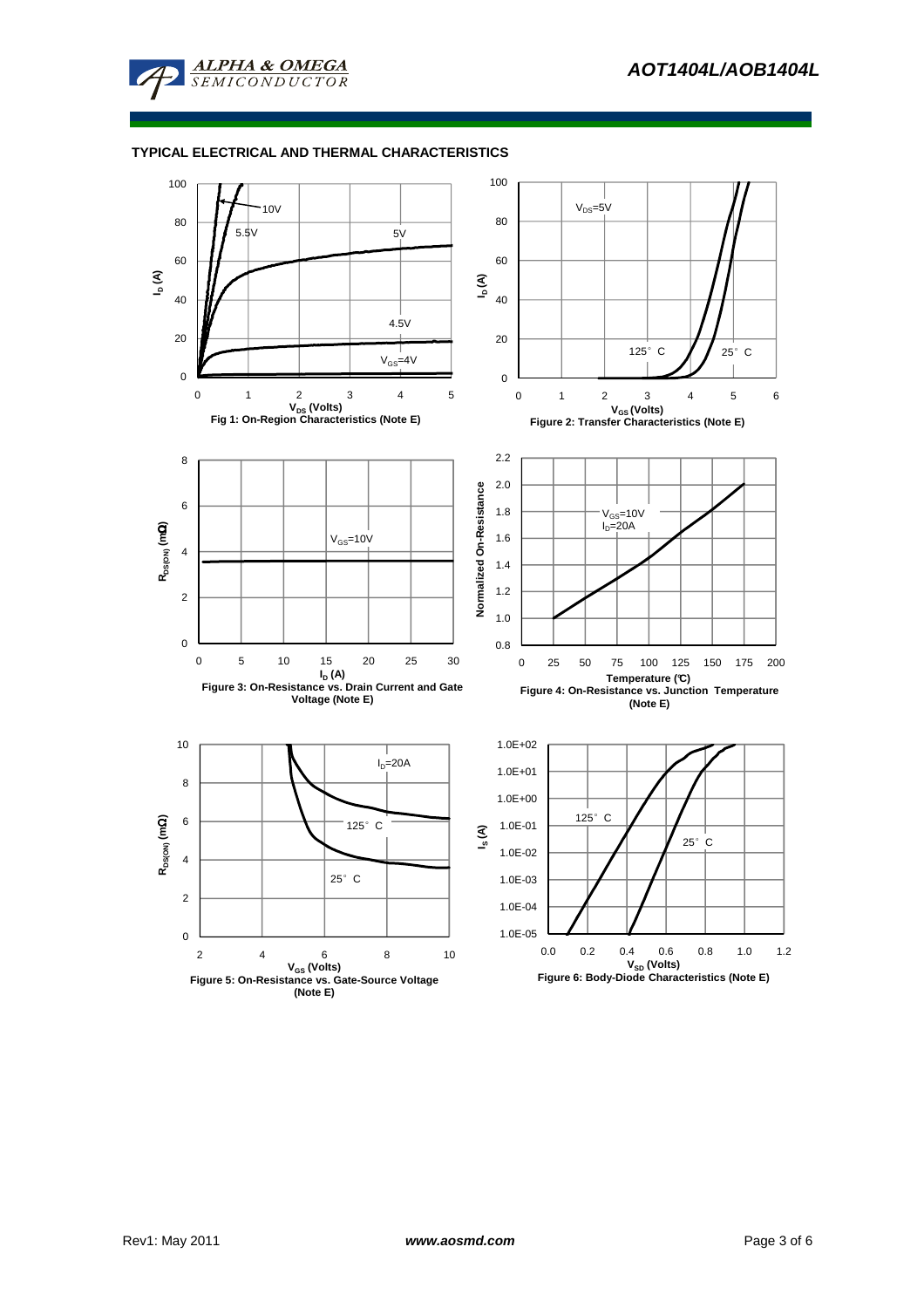## TYPICAL ELECTRICAL AND THERMAL CHARACTERISTICS

Fig 1: On-Region Characteristics (Note E)

Figure 2: Transfer Characteristics (Note E)

Figure 3: On-Resistance vs. Drain Current and Gate Voltage (Note E)

Figure 4: On-Resistance vs. Junction Temperature (Note E)

Figure 5: On-Resistance vs. Gate-Source Voltage (Note E)

Figure 6: Body-Diode Characteristics (Note E)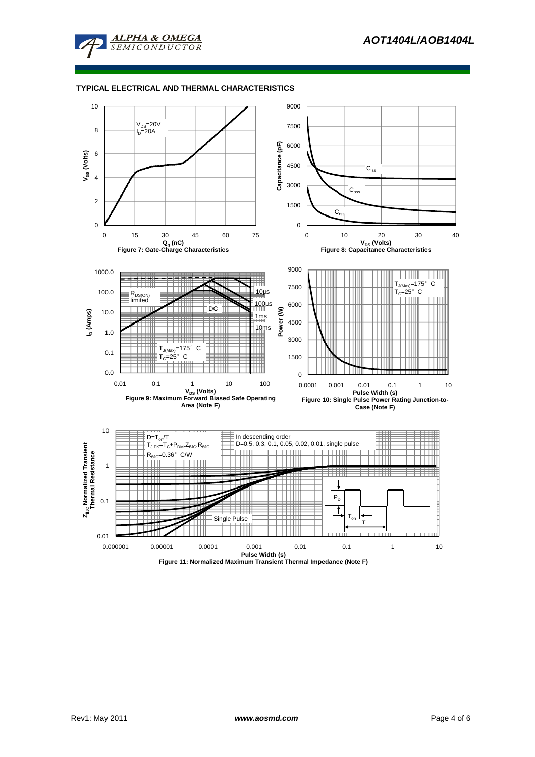## TYPICAL ELECTRICAL AND THERMAL CHARACTERISTICS

$V_{DS}$=20V
$I_D$=20A

$V_{GS}$ (Volts)

$Q_g$ (nC)

Figure 7: Gate-Charge Characteristics

$C_{iss}$

$C_{oss}$

$C_{rss}$

Capacitance (pF)

$V_{DS}$ (Volts)

Figure 8: Capacitance Characteristics

$R_{DS(ON)}$ limited

10µs

100µs

DC

1ms

10ms

$T_{J(Max)}$=175°C
$T_C$=25°C

$I_D$ (Amps)

$V_{DS}$ (Volts)

Figure 9: Maximum Forward Biased Safe Operating Area (Note F)

$T_{J(Max)}$=175°C
$T_C$=25°C

Power (W)

Pulse Width (s)

Figure 10: Single Pulse Power Rating Junction-to-Case (Note F)

$D=T_{on}/T$
$T_{J,PK}=T_C+P_{DM}.Z_{\theta JC}.R_{\theta JC}$
$R_{\theta JC}$=0.36°C/W

In descending order
D=0.5, 0.3, 0.1, 0.05, 0.02, 0.01, single pulse

Single Pulse

$P_D$

$T_{on}$

T

$Z_{\theta JC}$ Normalized Transient Thermal Resistance

Pulse Width (s)

Figure 11: Normalized Maximum Transient Thermal Impedance (Note F)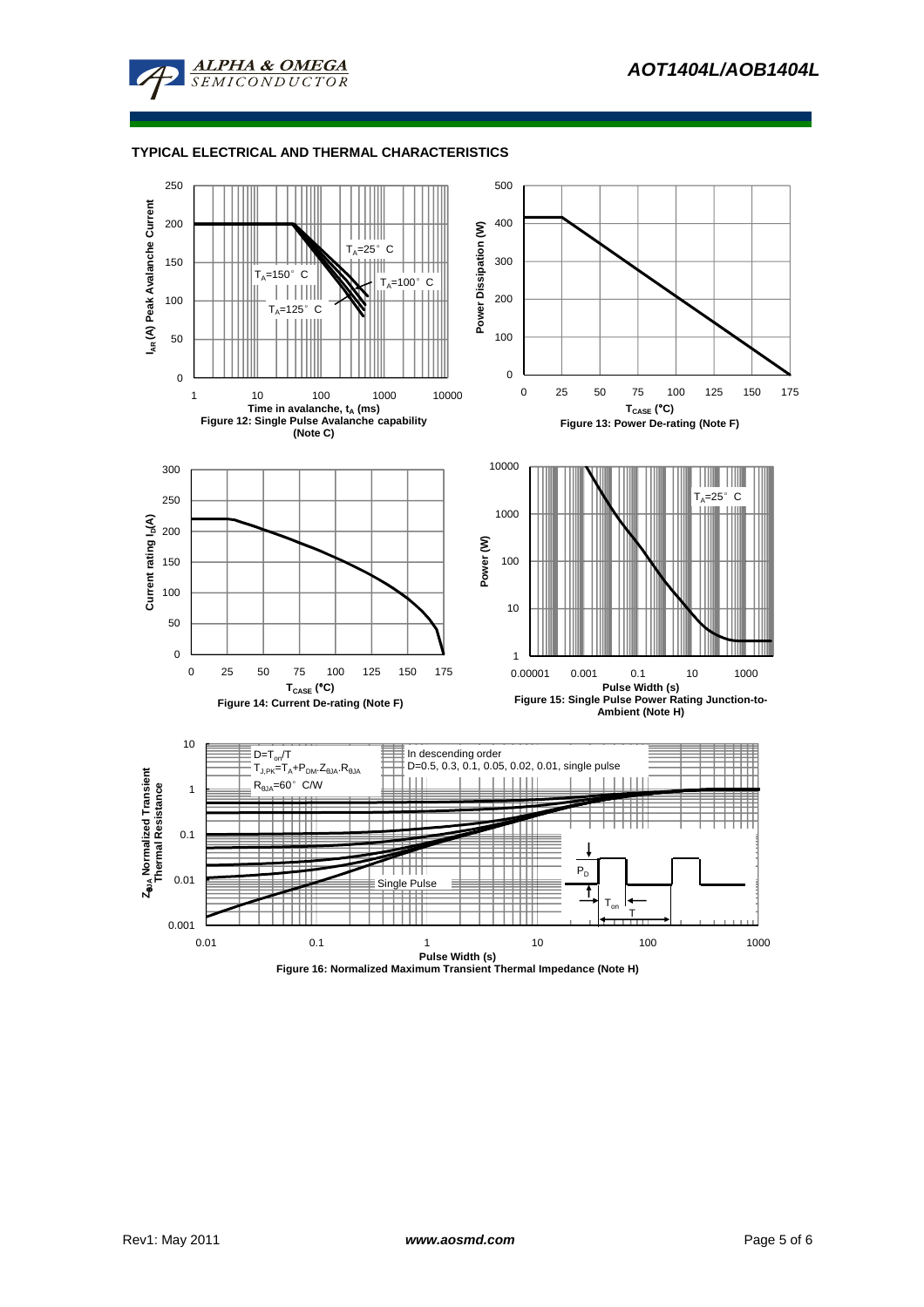## TYPICAL ELECTRICAL AND THERMAL CHARACTERISTICS

$I_{AR}$ (A) Peak Avalanche Current

$T_A$=25° C

$T_A$=150° C

$T_A$=100° C

$T_A$=125° C

Time in avalanche, $t_A$ (ms)

Figure 12: Single Pulse Avalanche capability (Note C)

Power Dissipation (W)

$T_{CASE}$ (°C)

Figure 13: Power De-rating (Note F)

Current rating $I_D$(A)

$T_{CASE}$ (°C)

Figure 14: Current De-rating (Note F)

Power (W)

$T_A$=25° C

Pulse Width (s)

Figure 15: Single Pulse Power Rating Junction-to-Ambient (Note H)

$Z_{\theta JA}$ Normalized Transient Thermal Resistance

$D=T_{on}/T$

$T_{J,PK}=T_A+P_{DM}.Z_{\theta JA}.R_{\theta JA}$

$R_{\theta JA}$=60° C/W

In descending order

D=0.5, 0.3, 0.1, 0.05, 0.02, 0.01, single pulse

Single Pulse

$P_D$

$T_{on}$

T

Pulse Width (s)

Figure 16: Normalized Maximum Transient Thermal Impedance (Note H)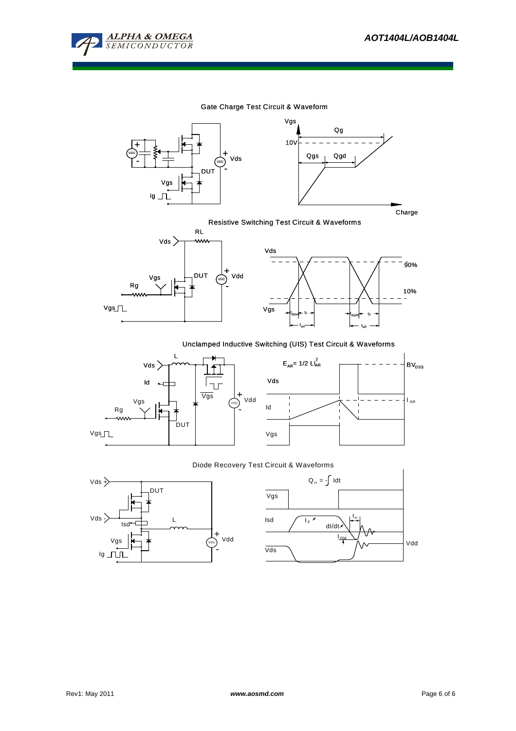Gate Charge Test Circuit & Waveform

VDC
Vds
DUT
Vgs
Ig

Vgs
Qg
10V
Qgs
Qgd
Charge

Resistive Switching Test Circuit & Waveforms

RL
Vds
Vgs
DUT
Vdd
Rg
Vgs

Vds
90%
10%
Vgs
$t_{d(on)}$
$t_r$
$t_{on}$
$t_{d(off)}$
$t_f$
$t_{off}$

Unclamped Inductive Switching (UIS) Test Circuit & Waveforms

L
Vds
Id
Vgs
Vdd
Vgs
Rg
DUT
Vgs

$E_{AR} = 1/2\ LI_{AR}^2$
$BV_{DSS}$
Vds
Id
$I_{AR}$
Vgs

Diode Recovery Test Circuit & Waveforms

Vds +
DUT
Vds -
Isd
L
Vgs
Vdd
Ig

$Q_{rr} = -\int Idt$
Vgs
Isd
$I_F$
dI/dt
$t_{rr}$
$I_{RM}$
Vdd
Vds